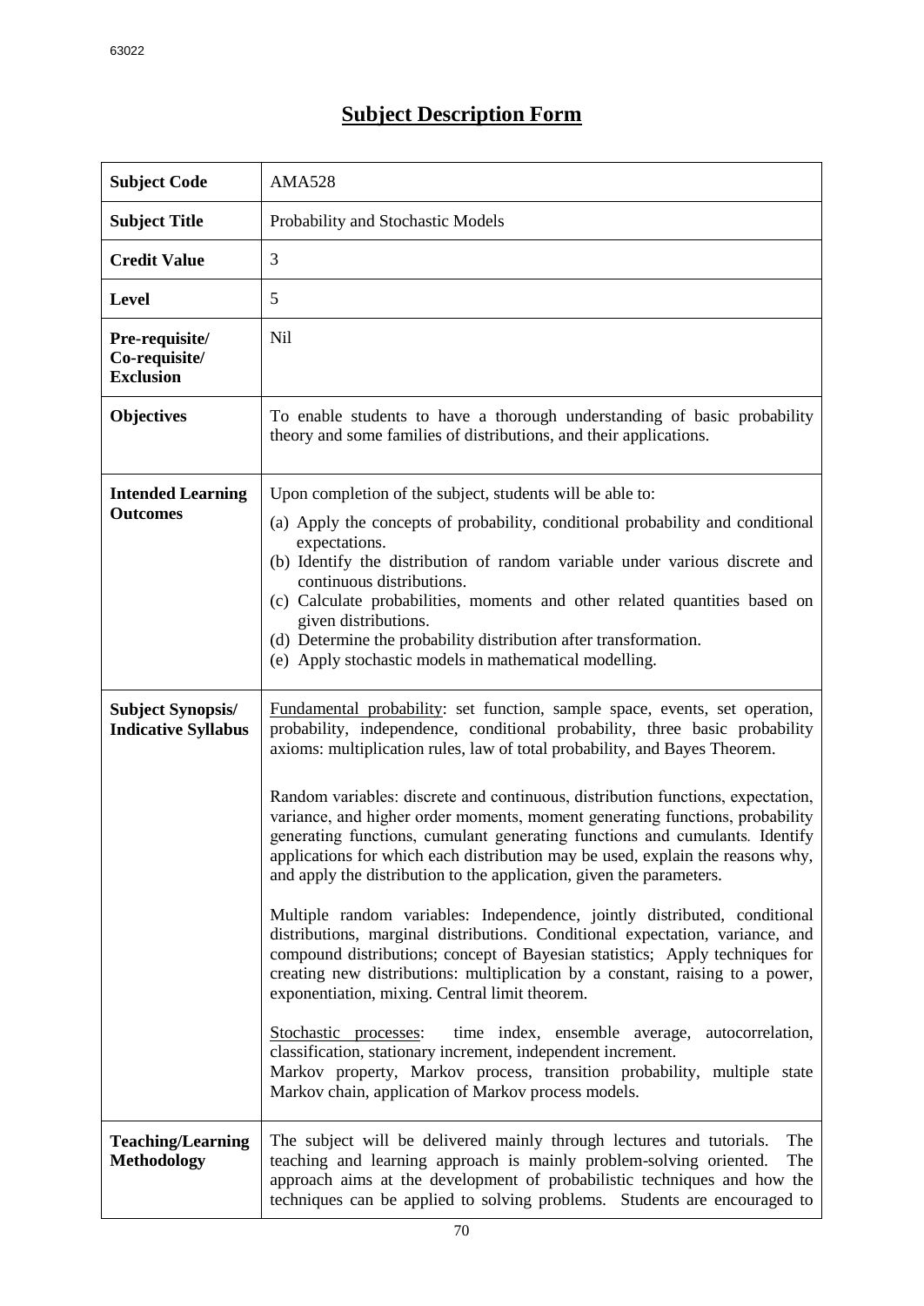# Subject Description Form

| | |
|---|---|
| **Subject Code** | AMA528 |
| **Subject Title** | Probability and Stochastic Models |
| **Credit Value** | 3 |
| **Level** | 5 |
| **Pre-requisite/ Co-requisite/ Exclusion** | Nil |
| **Objectives** | To enable students to have a thorough understanding of basic probability theory and some families of distributions, and their applications. |
| **Intended Learning Outcomes** | Upon completion of the subject, students will be able to:<br>(a) Apply the concepts of probability, conditional probability and conditional expectations.<br>(b) Identify the distribution of random variable under various discrete and continuous distributions.<br>(c) Calculate probabilities, moments and other related quantities based on given distributions.<br>(d) Determine the probability distribution after transformation.<br>(e) Apply stochastic models in mathematical modelling. |
| **Subject Synopsis/ Indicative Syllabus** | Fundamental probability: set function, sample space, events, set operation, probability, independence, conditional probability, three basic probability axioms: multiplication rules, law of total probability, and Bayes Theorem.<br><br>Random variables: discrete and continuous, distribution functions, expectation, variance, and higher order moments, moment generating functions, probability generating functions, cumulant generating functions and cumulants. Identify applications for which each distribution may be used, explain the reasons why, and apply the distribution to the application, given the parameters.<br><br>Multiple random variables: Independence, jointly distributed, conditional distributions, marginal distributions. Conditional expectation, variance, and compound distributions; concept of Bayesian statistics; Apply techniques for creating new distributions: multiplication by a constant, raising to a power, exponentiation, mixing. Central limit theorem.<br><br>Stochastic processes: time index, ensemble average, autocorrelation, classification, stationary increment, independent increment.<br>Markov property, Markov process, transition probability, multiple state Markov chain, application of Markov process models. |
| **Teaching/Learning Methodology** | The subject will be delivered mainly through lectures and tutorials. The teaching and learning approach is mainly problem-solving oriented. The approach aims at the development of probabilistic techniques and how the techniques can be applied to solving problems. Students are encouraged to |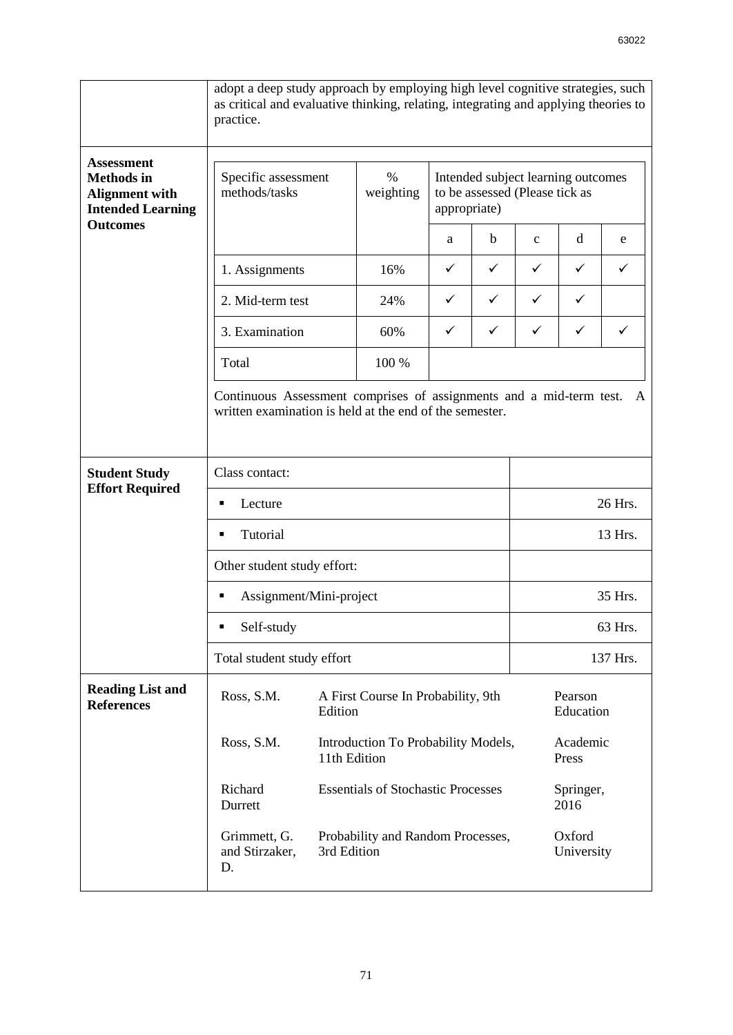| | |
|---|---|
| | adopt a deep study approach by employing high level cognitive strategies, such as critical and evaluative thinking, relating, integrating and applying theories to practice. |
| **Assessment Methods in Alignment with Intended Learning Outcomes** | See table below |

| Specific assessment methods/tasks | % weighting | Intended subject learning outcomes to be assessed (Please tick as appropriate) | | | | |
|---|---|---|---|---|---|---|
| | | a | b | c | d | e |
| 1. Assignments | 16% | ✓ | ✓ | ✓ | ✓ | ✓ |
| 2. Mid-term test | 24% | ✓ | ✓ | ✓ | ✓ | |
| 3. Examination | 60% | ✓ | ✓ | ✓ | ✓ | ✓ |
| Total | 100 % | | | | | |

Continuous Assessment comprises of assignments and a mid-term test. A written examination is held at the end of the semester.

**Student Study Effort Required**

| | |
|---|---|
| Class contact: | |
| ▪ Lecture | 26 Hrs. |
| ▪ Tutorial | 13 Hrs. |
| Other student study effort: | |
| ▪ Assignment/Mini-project | 35 Hrs. |
| ▪ Self-study | 63 Hrs. |
| Total student study effort | 137 Hrs. |

**Reading List and References**

| | | |
|---|---|---|
| Ross, S.M. | A First Course In Probability, 9th Edition | Pearson Education |
| Ross, S.M. | Introduction To Probability Models, 11th Edition | Academic Press |
| Richard Durrett | Essentials of Stochastic Processes | Springer, 2016 |
| Grimmett, G. and Stirzaker, D. | Probability and Random Processes, 3rd Edition | Oxford University |